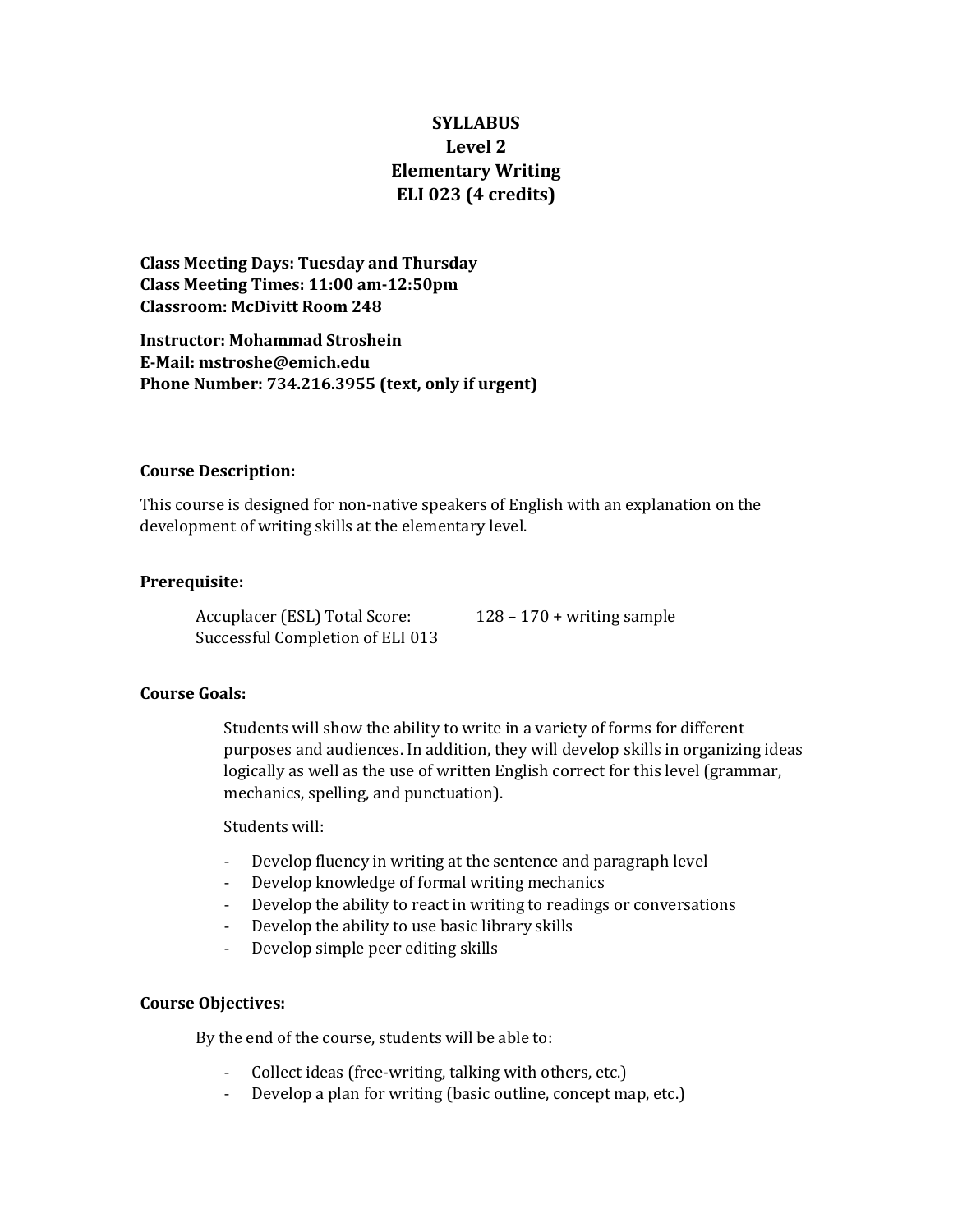# SYLLABUS
## Level 2
## Elementary Writing
## ELI 023 (4 credits)

**Class Meeting Days: Tuesday and Thursday**
**Class Meeting Times: 11:00 am-12:50pm**
**Classroom: McDivitt Room 248**

**Instructor: Mohammad Stroshein**
**E-Mail: mstroshe@emich.edu**
**Phone Number: 734.216.3955 (text, only if urgent)**

**Course Description:**

This course is designed for non-native speakers of English with an explanation on the development of writing skills at the elementary level.

**Prerequisite:**

Accuplacer (ESL) Total Score: 128 – 170 + writing sample
Successful Completion of ELI 013

**Course Goals:**

Students will show the ability to write in a variety of forms for different purposes and audiences. In addition, they will develop skills in organizing ideas logically as well as the use of written English correct for this level (grammar, mechanics, spelling, and punctuation).

Students will:

- Develop fluency in writing at the sentence and paragraph level
- Develop knowledge of formal writing mechanics
- Develop the ability to react in writing to readings or conversations
- Develop the ability to use basic library skills
- Develop simple peer editing skills

**Course Objectives:**

By the end of the course, students will be able to:

- Collect ideas (free-writing, talking with others, etc.)
- Develop a plan for writing (basic outline, concept map, etc.)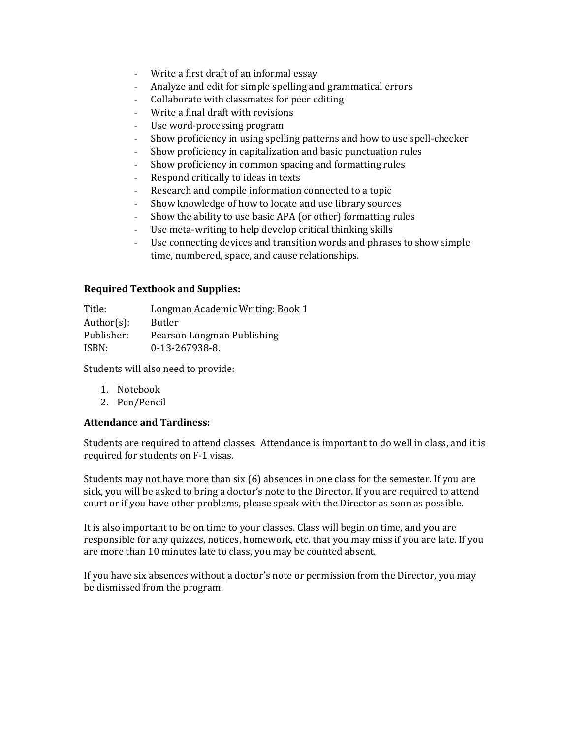- Write a first draft of an informal essay
- Analyze and edit for simple spelling and grammatical errors
- Collaborate with classmates for peer editing
- Write a final draft with revisions
- Use word-processing program
- Show proficiency in using spelling patterns and how to use spell-checker
- Show proficiency in capitalization and basic punctuation rules
- Show proficiency in common spacing and formatting rules
- Respond critically to ideas in texts
- Research and compile information connected to a topic
- Show knowledge of how to locate and use library sources
- Show the ability to use basic APA (or other) formatting rules
- Use meta-writing to help develop critical thinking skills
- Use connecting devices and transition words and phrases to show simple time, numbered, space, and cause relationships.

**Required Textbook and Supplies:**

| | |
|---|---|
| Title: | Longman Academic Writing: Book 1 |
| Author(s): | Butler |
| Publisher: | Pearson Longman Publishing |
| ISBN: | 0-13-267938-8. |

Students will also need to provide:

1. Notebook
2. Pen/Pencil

**Attendance and Tardiness:**

Students are required to attend classes. Attendance is important to do well in class, and it is required for students on F-1 visas.

Students may not have more than six (6) absences in one class for the semester. If you are sick, you will be asked to bring a doctor's note to the Director. If you are required to attend court or if you have other problems, please speak with the Director as soon as possible.

It is also important to be on time to your classes. Class will begin on time, and you are responsible for any quizzes, notices, homework, etc. that you may miss if you are late. If you are more than 10 minutes late to class, you may be counted absent.

If you have six absences <u>without</u> a doctor's note or permission from the Director, you may be dismissed from the program.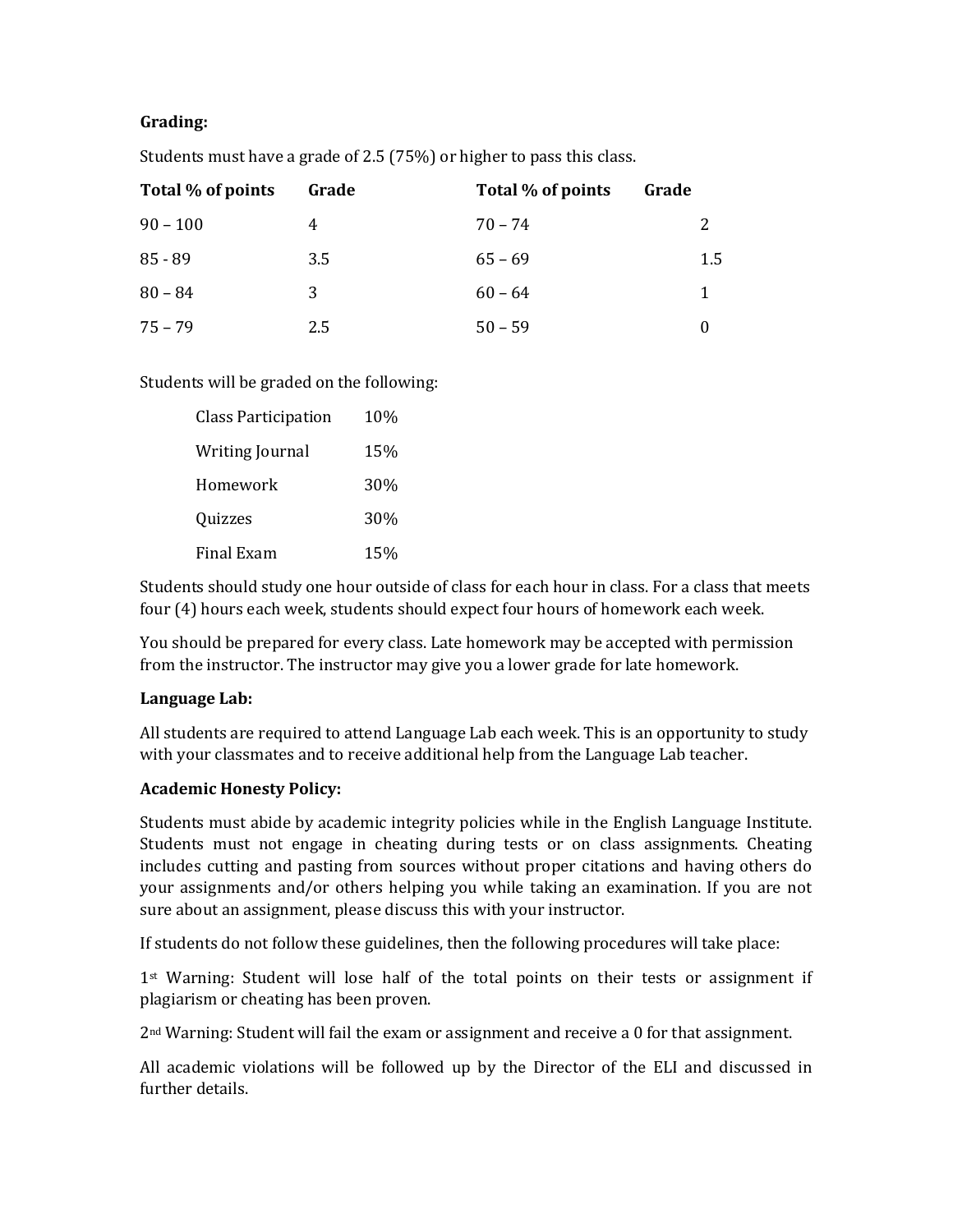**Grading:**

Students must have a grade of 2.5 (75%) or higher to pass this class.

| Total % of points | Grade | Total % of points | Grade |
|---|---|---|---|
| 90 – 100 | 4 | 70 – 74 | 2 |
| 85 - 89 | 3.5 | 65 – 69 | 1.5 |
| 80 – 84 | 3 | 60 – 64 | 1 |
| 75 – 79 | 2.5 | 50 – 59 | 0 |

Students will be graded on the following:

| | |
|---|---|
| Class Participation | 10% |
| Writing Journal | 15% |
| Homework | 30% |
| Quizzes | 30% |
| Final Exam | 15% |

Students should study one hour outside of class for each hour in class. For a class that meets four (4) hours each week, students should expect four hours of homework each week.

You should be prepared for every class. Late homework may be accepted with permission from the instructor. The instructor may give you a lower grade for late homework.

**Language Lab:**

All students are required to attend Language Lab each week. This is an opportunity to study with your classmates and to receive additional help from the Language Lab teacher.

**Academic Honesty Policy:**

Students must abide by academic integrity policies while in the English Language Institute. Students must not engage in cheating during tests or on class assignments. Cheating includes cutting and pasting from sources without proper citations and having others do your assignments and/or others helping you while taking an examination. If you are not sure about an assignment, please discuss this with your instructor.

If students do not follow these guidelines, then the following procedures will take place:

1st Warning: Student will lose half of the total points on their tests or assignment if plagiarism or cheating has been proven.

2nd Warning: Student will fail the exam or assignment and receive a 0 for that assignment.

All academic violations will be followed up by the Director of the ELI and discussed in further details.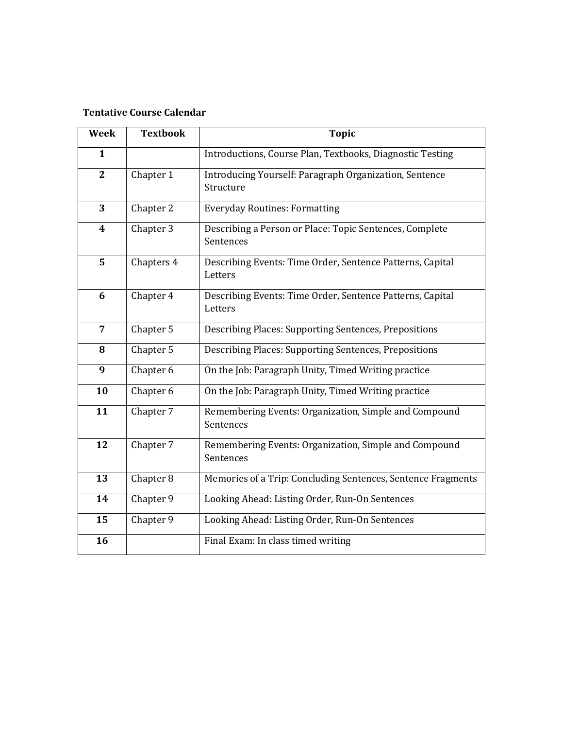**Tentative Course Calendar**

| Week | Textbook | Topic |
|---|---|---|
| **1** | | Introductions, Course Plan, Textbooks, Diagnostic Testing |
| **2** | Chapter 1 | Introducing Yourself: Paragraph Organization, Sentence Structure |
| **3** | Chapter 2 | Everyday Routines: Formatting |
| **4** | Chapter 3 | Describing a Person or Place: Topic Sentences, Complete Sentences |
| **5** | Chapters 4 | Describing Events: Time Order, Sentence Patterns, Capital Letters |
| **6** | Chapter 4 | Describing Events: Time Order, Sentence Patterns, Capital Letters |
| **7** | Chapter 5 | Describing Places: Supporting Sentences, Prepositions |
| **8** | Chapter 5 | Describing Places: Supporting Sentences, Prepositions |
| **9** | Chapter 6 | On the Job: Paragraph Unity, Timed Writing practice |
| **10** | Chapter 6 | On the Job: Paragraph Unity, Timed Writing practice |
| **11** | Chapter 7 | Remembering Events: Organization, Simple and Compound Sentences |
| **12** | Chapter 7 | Remembering Events: Organization, Simple and Compound Sentences |
| **13** | Chapter 8 | Memories of a Trip: Concluding Sentences, Sentence Fragments |
| **14** | Chapter 9 | Looking Ahead: Listing Order, Run-On Sentences |
| **15** | Chapter 9 | Looking Ahead: Listing Order, Run-On Sentences |
| **16** | | Final Exam: In class timed writing |